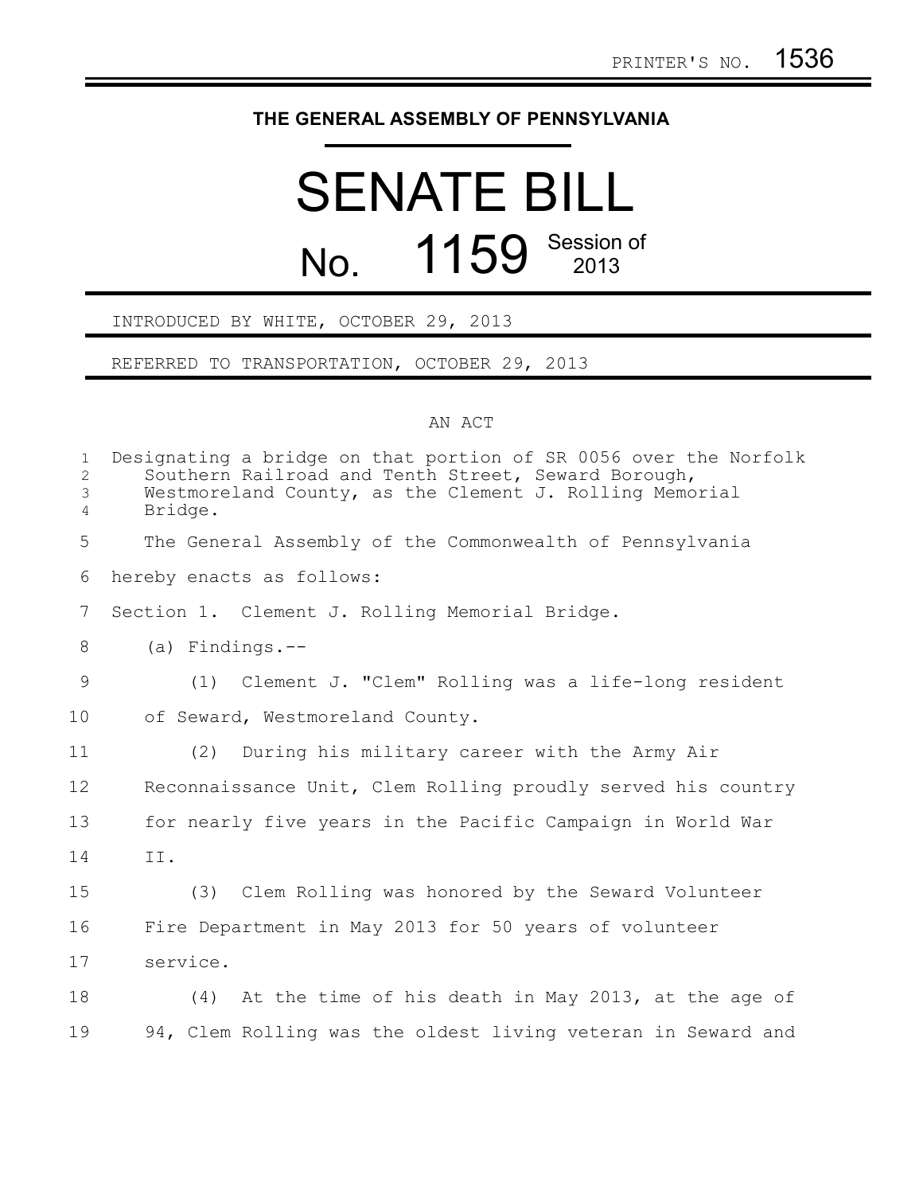PRINTER'S NO. 1536

# THE GENERAL ASSEMBLY OF PENNSYLVANIA

# SENATE BILL

## No. 1159 Session of 2013

INTRODUCED BY WHITE, OCTOBER 29, 2013

REFERRED TO TRANSPORTATION, OCTOBER 29, 2013

AN ACT

Designating a bridge on that portion of SR 0056 over the Norfolk Southern Railroad and Tenth Street, Seward Borough, Westmoreland County, as the Clement J. Rolling Memorial Bridge.

The General Assembly of the Commonwealth of Pennsylvania hereby enacts as follows:

Section 1. Clement J. Rolling Memorial Bridge.

(a) Findings.--

(1) Clement J. "Clem" Rolling was a life-long resident of Seward, Westmoreland County.

(2) During his military career with the Army Air Reconnaissance Unit, Clem Rolling proudly served his country for nearly five years in the Pacific Campaign in World War II.

(3) Clem Rolling was honored by the Seward Volunteer Fire Department in May 2013 for 50 years of volunteer service.

(4) At the time of his death in May 2013, at the age of 94, Clem Rolling was the oldest living veteran in Seward and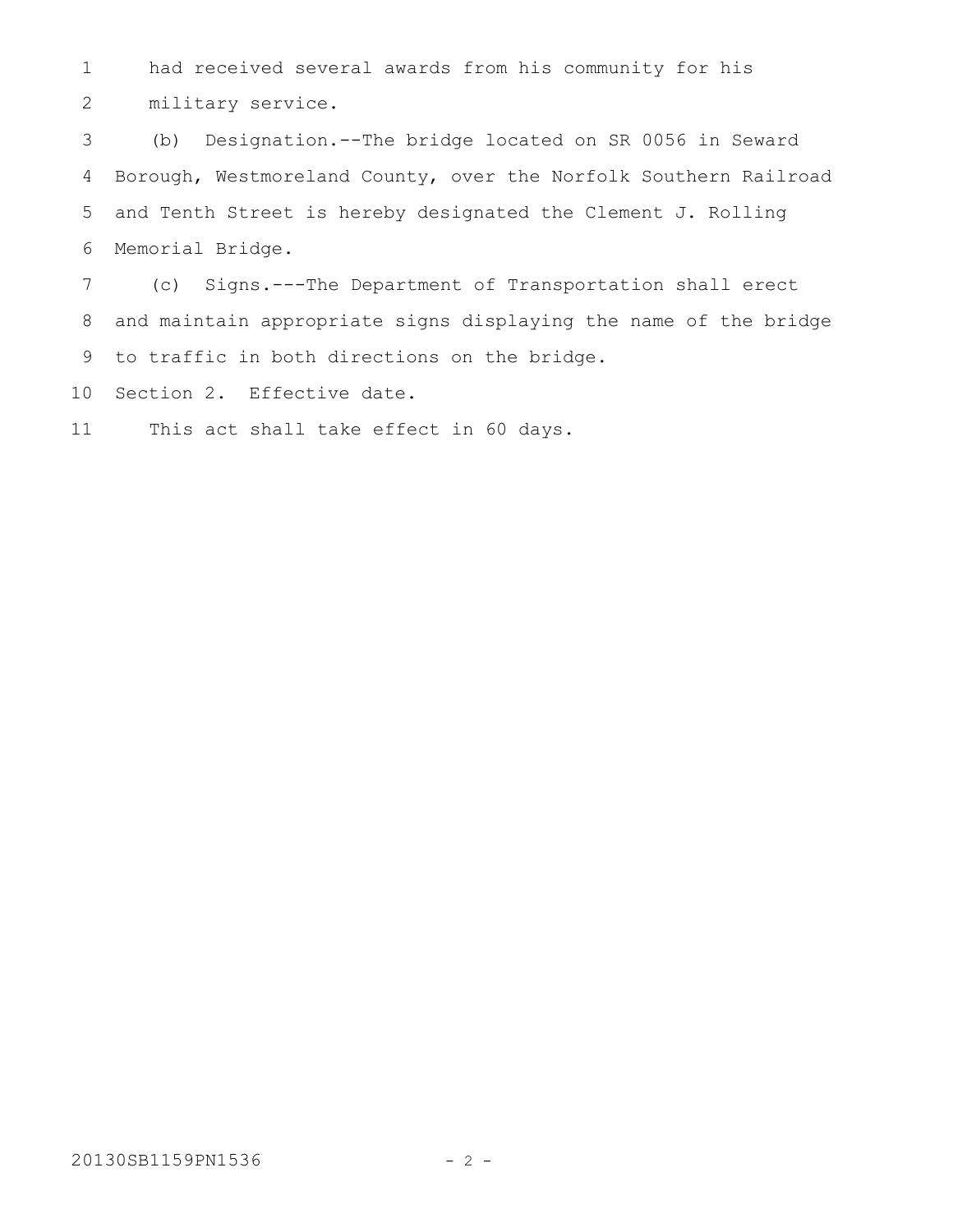had received several awards from his community for his military service.

(b) Designation.--The bridge located on SR 0056 in Seward Borough, Westmoreland County, over the Norfolk Southern Railroad and Tenth Street is hereby designated the Clement J. Rolling Memorial Bridge.

(c) Signs.---The Department of Transportation shall erect and maintain appropriate signs displaying the name of the bridge to traffic in both directions on the bridge.

Section 2. Effective date.

This act shall take effect in 60 days.